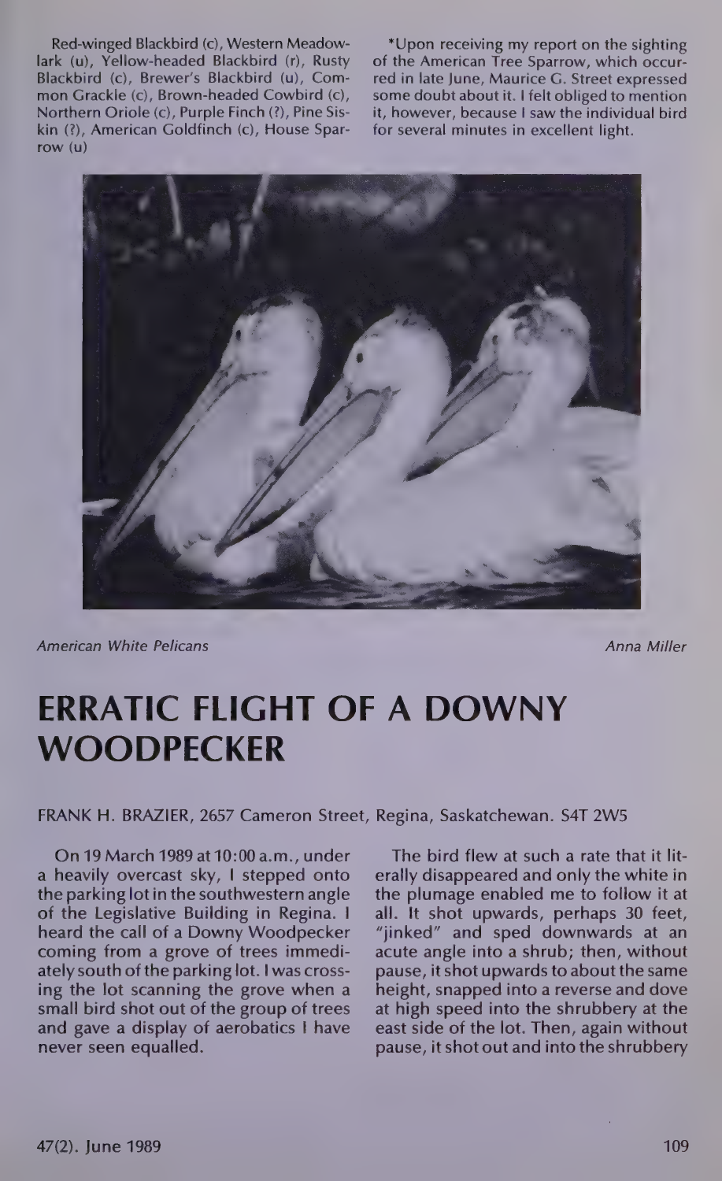Red-winged Blackbird (c), Western Meadowlark (u), Yellow-headed Blackbird (r), Rusty Blackbird (c), Brewer's Blackbird (u), Common Grackle (c), Brown-headed Cowbird (c), Northern Oriole (c), Purple Finch (?), Pine Siskin (?), American Goldfinch (c), House Sparrow (u)

*Upon receiving my report on the sighting of the American Tree Sparrow, which occurred in late June, Maurice G. Street expressed some doubt about it. I felt obliged to mention it, however, because I saw the individual bird for several minutes in excellent light.

*American White Pelicans* *Anna Miller*

# ERRATIC FLIGHT OF A DOWNY WOODPECKER

FRANK H. BRAZIER, 2657 Cameron Street, Regina, Saskatchewan. S4T 2W5

On 19 March 1989 at 10:00 a.m., under a heavily overcast sky, I stepped onto the parking lot in the southwestern angle of the Legislative Building in Regina. I heard the call of a Downy Woodpecker coming from a grove of trees immediately south of the parking lot. I was crossing the lot scanning the grove when a small bird shot out of the group of trees and gave a display of aerobatics I have never seen equalled.

The bird flew at such a rate that it literally disappeared and only the white in the plumage enabled me to follow it at all. It shot upwards, perhaps 30 feet, "jinked" and sped downwards at an acute angle into a shrub; then, without pause, it shot upwards to about the same height, snapped into a reverse and dove at high speed into the shrubbery at the east side of the lot. Then, again without pause, it shot out and into the shrubbery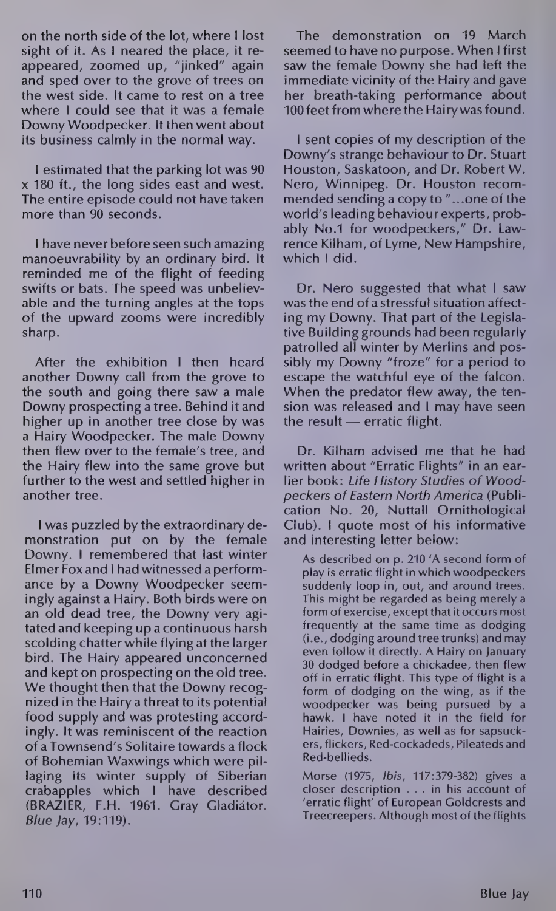on the north side of the lot, where I lost sight of it. As I neared the place, it reappeared, zoomed up, "jinked" again and sped over to the grove of trees on the west side. It came to rest on a tree where I could see that it was a female Downy Woodpecker. It then went about its business calmly in the normal way.

I estimated that the parking lot was 90 x 180 ft., the long sides east and west. The entire episode could not have taken more than 90 seconds.

I have never before seen such amazing manoeuvrability by an ordinary bird. It reminded me of the flight of feeding swifts or bats. The speed was unbelievable and the turning angles at the tops of the upward zooms were incredibly sharp.

After the exhibition I then heard another Downy call from the grove to the south and going there saw a male Downy prospecting a tree. Behind it and higher up in another tree close by was a Hairy Woodpecker. The male Downy then flew over to the female's tree, and the Hairy flew into the same grove but further to the west and settled higher in another tree.

I was puzzled by the extraordinary demonstration put on by the female Downy. I remembered that last winter Elmer Fox and I had witnessed a performance by a Downy Woodpecker seemingly against a Hairy. Both birds were on an old dead tree, the Downy very agitated and keeping up a continuous harsh scolding chatter while flying at the larger bird. The Hairy appeared unconcerned and kept on prospecting on the old tree. We thought then that the Downy recognized in the Hairy a threat to its potential food supply and was protesting accordingly. It was reminiscent of the reaction of a Townsend's Solitaire towards a flock of Bohemian Waxwings which were pillaging its winter supply of Siberian crabapples which I have described (BRAZIER, F.H. 1961. Gray Gladiátor. *Blue Jay*, 19:119).

The demonstration on 19 March seemed to have no purpose. When I first saw the female Downy she had left the immediate vicinity of the Hairy and gave her breath-taking performance about 100 feet from where the Hairy was found.

I sent copies of my description of the Downy's strange behaviour to Dr. Stuart Houston, Saskatoon, and Dr. Robert W. Nero, Winnipeg. Dr. Houston recommended sending a copy to "...one of the world's leading behaviour experts, probably No.1 for woodpeckers," Dr. Lawrence Kilham, of Lyme, New Hampshire, which I did.

Dr. Nero suggested that what I saw was the end of a stressful situation affecting my Downy. That part of the Legislative Building grounds had been regularly patrolled all winter by Merlins and possibly my Downy "froze" for a period to escape the watchful eye of the falcon. When the predator flew away, the tension was released and I may have seen the result — erratic flight.

Dr. Kilham advised me that he had written about "Erratic Flights" in an earlier book: *Life History Studies of Woodpeckers of Eastern North America* (Publication No. 20, Nuttall Ornithological Club). I quote most of his informative and interesting letter below:

> As described on p. 210 'A second form of play is erratic flight in which woodpeckers suddenly loop in, out, and around trees. This might be regarded as being merely a form of exercise, except that it occurs most frequently at the same time as dodging (i.e., dodging around tree trunks) and may even follow it directly. A Hairy on January 30 dodged before a chickadee, then flew off in erratic flight. This type of flight is a form of dodging on the wing, as if the woodpecker was being pursued by a hawk. I have noted it in the field for Hairies, Downies, as well as for sapsuckers, flickers, Red-cockadeds, Pileateds and Red-bellieds.
>
> Morse (1975, *Ibis*, 117:379-382) gives a closer description . . . in his account of 'erratic flight' of European Goldcrests and Treecreepers. Although most of the flights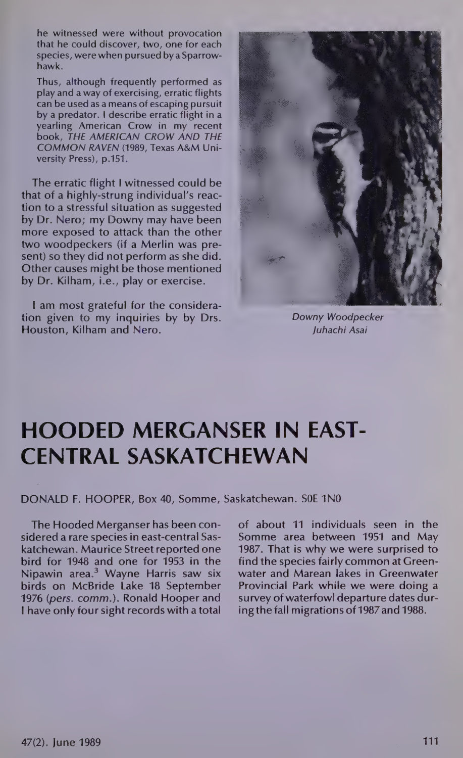he witnessed were without provocation that he could discover, two, one for each species, were when pursued by a Sparrowhawk.

Thus, although frequently performed as play and a way of exercising, erratic flights can be used as a means of escaping pursuit by a predator. I describe erratic flight in a yearling American Crow in my recent book, *THE AMERICAN CROW AND THE COMMON RAVEN* (1989, Texas A&M University Press), p.151.

The erratic flight I witnessed could be that of a highly-strung individual's reaction to a stressful situation as suggested by Dr. Nero; my Downy may have been more exposed to attack than the other two woodpeckers (if a Merlin was present) so they did not perform as she did. Other causes might be those mentioned by Dr. Kilham, i.e., play or exercise.

I am most grateful for the consideration given to my inquiries by by Drs. Houston, Kilham and Nero.

*Downy Woodpecker*
*Juhachi Asai*

# HOODED MERGANSER IN EAST-CENTRAL SASKATCHEWAN

DONALD F. HOOPER, Box 40, Somme, Saskatchewan. S0E 1N0

The Hooded Merganser has been considered a rare species in east-central Saskatchewan. Maurice Street reported one bird for 1948 and one for 1953 in the Nipawin area.[3] Wayne Harris saw six birds on McBride Lake 18 September 1976 (*pers. comm.*). Ronald Hooper and I have only four sight records with a total of about 11 individuals seen in the Somme area between 1951 and May 1987. That is why we were surprised to find the species fairly common at Greenwater and Marean lakes in Greenwater Provincial Park while we were doing a survey of waterfowl departure dates during the fall migrations of 1987 and 1988.